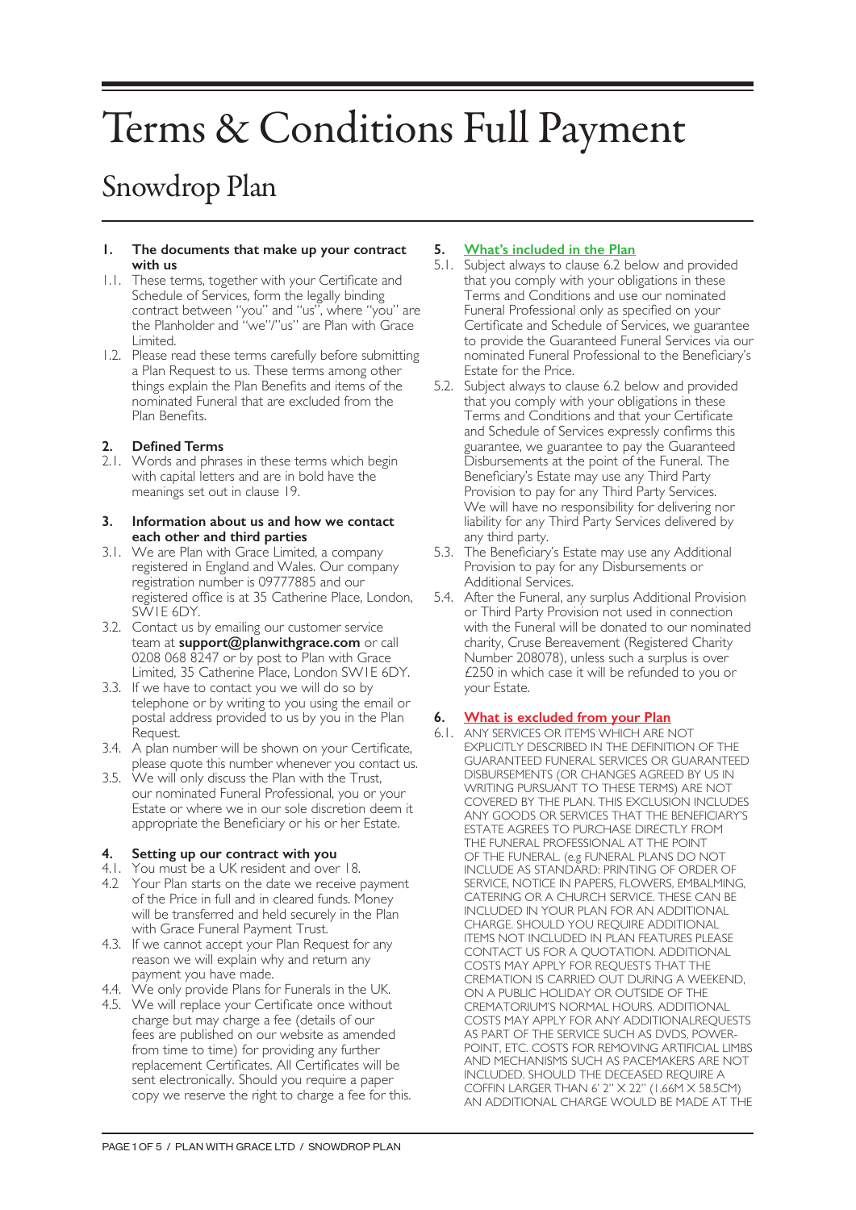# Terms & Conditions Full Payment

## Snowdrop Plan

**1. The documents that make up your contract with us**

1.1. These terms, together with your Certificate and Schedule of Services, form the legally binding contract between "you" and "us", where "you" are the Planholder and "we"/"us" are Plan with Grace Limited.

1.2. Please read these terms carefully before submitting a Plan Request to us. These terms among other things explain the Plan Benefits and items of the nominated Funeral that are excluded from the Plan Benefits.

**2. Defined Terms**

2.1. Words and phrases in these terms which begin with capital letters and are in bold have the meanings set out in clause 19.

**3. Information about us and how we contact each other and third parties**

3.1. We are Plan with Grace Limited, a company registered in England and Wales. Our company registration number is 09777885 and our registered office is at 35 Catherine Place, London, SW1E 6DY.

3.2. Contact us by emailing our customer service team at **support@planwithgrace.com** or call 0208 068 8247 or by post to Plan with Grace Limited, 35 Catherine Place, London SW1E 6DY.

3.3. If we have to contact you we will do so by telephone or by writing to you using the email or postal address provided to us by you in the Plan Request.

3.4. A plan number will be shown on your Certificate, please quote this number whenever you contact us.

3.5. We will only discuss the Plan with the Trust, our nominated Funeral Professional, you or your Estate or where we in our sole discretion deem it appropriate the Beneficiary or his or her Estate.

**4. Setting up our contract with you**

4.1. You must be a UK resident and over 18.

4.2 Your Plan starts on the date we receive payment of the Price in full and in cleared funds. Money will be transferred and held securely in the Plan with Grace Funeral Payment Trust.

4.3. If we cannot accept your Plan Request for any reason we will explain why and return any payment you have made.

4.4. We only provide Plans for Funerals in the UK.

4.5. We will replace your Certificate once without charge but may charge a fee (details of our fees are published on our website as amended from time to time) for providing any further replacement Certificates. All Certificates will be sent electronically. Should you require a paper copy we reserve the right to charge a fee for this.

**5. What's included in the Plan**

5.1. Subject always to clause 6.2 below and provided that you comply with your obligations in these Terms and Conditions and use our nominated Funeral Professional only as specified on your Certificate and Schedule of Services, we guarantee to provide the Guaranteed Funeral Services via our nominated Funeral Professional to the Beneficiary's Estate for the Price.

5.2. Subject always to clause 6.2 below and provided that you comply with your obligations in these Terms and Conditions and that your Certificate and Schedule of Services expressly confirms this guarantee, we guarantee to pay the Guaranteed Disbursements at the point of the Funeral. The Beneficiary's Estate may use any Third Party Provision to pay for any Third Party Services. We will have no responsibility for delivering nor liability for any Third Party Services delivered by any third party.

5.3. The Beneficiary's Estate may use any Additional Provision to pay for any Disbursements or Additional Services.

5.4. After the Funeral, any surplus Additional Provision or Third Party Provision not used in connection with the Funeral will be donated to our nominated charity, Cruse Bereavement (Registered Charity Number 208078), unless such a surplus is over £250 in which case it will be refunded to you or your Estate.

**6. What is excluded from your Plan**

6.1. ANY SERVICES OR ITEMS WHICH ARE NOT EXPLICITLY DESCRIBED IN THE DEFINITION OF THE GUARANTEED FUNERAL SERVICES OR GUARANTEED DISBURSEMENTS (OR CHANGES AGREED BY US IN WRITING PURSUANT TO THESE TERMS) ARE NOT COVERED BY THE PLAN. THIS EXCLUSION INCLUDES ANY GOODS OR SERVICES THAT THE BENEFICIARY'S ESTATE AGREES TO PURCHASE DIRECTLY FROM THE FUNERAL PROFESSIONAL AT THE POINT OF THE FUNERAL. (e.g FUNERAL PLANS DO NOT INCLUDE AS STANDARD: PRINTING OF ORDER OF SERVICE, NOTICE IN PAPERS, FLOWERS, EMBALMING, CATERING OR A CHURCH SERVICE. THESE CAN BE INCLUDED IN YOUR PLAN FOR AN ADDITIONAL CHARGE. SHOULD YOU REQUIRE ADDITIONAL ITEMS NOT INCLUDED IN PLAN FEATURES PLEASE CONTACT US FOR A QUOTATION. ADDITIONAL COSTS MAY APPLY FOR REQUESTS THAT THE CREMATION IS CARRIED OUT DURING A WEEKEND, ON A PUBLIC HOLIDAY OR OUTSIDE OF THE CREMATORIUM'S NORMAL HOURS. ADDITIONAL COSTS MAY APPLY FOR ANY ADDITIONALREQUESTS AS PART OF THE SERVICE SUCH AS DVDS, POWER-POINT, ETC. COSTS FOR REMOVING ARTIFICIAL LIMBS AND MECHANISMS SUCH AS PACEMAKERS ARE NOT INCLUDED. SHOULD THE DECEASED REQUIRE A COFFIN LARGER THAN 6' 2" X 22" (1.66M X 58.5CM) AN ADDITIONAL CHARGE WOULD BE MADE AT THE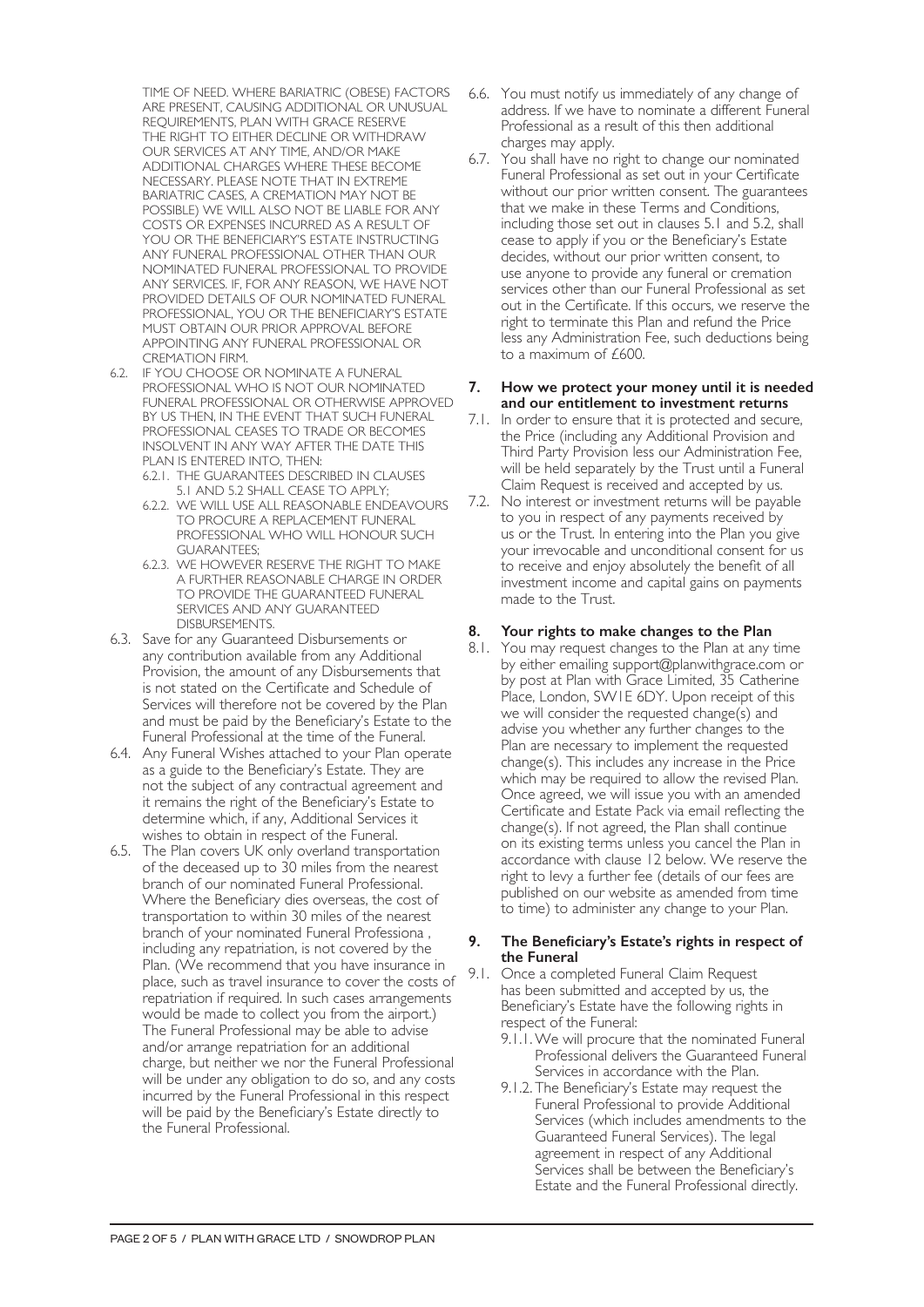TIME OF NEED. WHERE BARIATRIC (OBESE) FACTORS ARE PRESENT, CAUSING ADDITIONAL OR UNUSUAL REQUIREMENTS, PLAN WITH GRACE RESERVE THE RIGHT TO EITHER DECLINE OR WITHDRAW OUR SERVICES AT ANY TIME, AND/OR MAKE ADDITIONAL CHARGES WHERE THESE BECOME NECESSARY. PLEASE NOTE THAT IN EXTREME BARIATRIC CASES, A CREMATION MAY NOT BE POSSIBLE) WE WILL ALSO NOT BE LIABLE FOR ANY COSTS OR EXPENSES INCURRED AS A RESULT OF YOU OR THE BENEFICIARY'S ESTATE INSTRUCTING ANY FUNERAL PROFESSIONAL OTHER THAN OUR NOMINATED FUNERAL PROFESSIONAL TO PROVIDE ANY SERVICES. IF, FOR ANY REASON, WE HAVE NOT PROVIDED DETAILS OF OUR NOMINATED FUNERAL PROFESSIONAL, YOU OR THE BENEFICIARY'S ESTATE MUST OBTAIN OUR PRIOR APPROVAL BEFORE APPOINTING ANY FUNERAL PROFESSIONAL OR CREMATION FIRM.

6.2. IF YOU CHOOSE OR NOMINATE A FUNERAL PROFESSIONAL WHO IS NOT OUR NOMINATED FUNERAL PROFESSIONAL OR OTHERWISE APPROVED BY US THEN, IN THE EVENT THAT SUCH FUNERAL PROFESSIONAL CEASES TO TRADE OR BECOMES INSOLVENT IN ANY WAY AFTER THE DATE THIS PLAN IS ENTERED INTO, THEN:

- 6.2.1. THE GUARANTEES DESCRIBED IN CLAUSES 5.1 AND 5.2 SHALL CEASE TO APPLY;
- 6.2.2. WE WILL USE ALL REASONABLE ENDEAVOURS TO PROCURE A REPLACEMENT FUNERAL PROFESSIONAL WHO WILL HONOUR SUCH GUARANTEES;
- 6.2.3. WE HOWEVER RESERVE THE RIGHT TO MAKE A FURTHER REASONABLE CHARGE IN ORDER TO PROVIDE THE GUARANTEED FUNERAL SERVICES AND ANY GUARANTEED DISBURSEMENTS.

6.3. Save for any Guaranteed Disbursements or any contribution available from any Additional Provision, the amount of any Disbursements that is not stated on the Certificate and Schedule of Services will therefore not be covered by the Plan and must be paid by the Beneficiary's Estate to the Funeral Professional at the time of the Funeral.

6.4. Any Funeral Wishes attached to your Plan operate as a guide to the Beneficiary's Estate. They are not the subject of any contractual agreement and it remains the right of the Beneficiary's Estate to determine which, if any, Additional Services it wishes to obtain in respect of the Funeral.

6.5. The Plan covers UK only overland transportation of the deceased up to 30 miles from the nearest branch of our nominated Funeral Professional. Where the Beneficiary dies overseas, the cost of transportation to within 30 miles of the nearest branch of your nominated Funeral Professiona , including any repatriation, is not covered by the Plan. (We recommend that you have insurance in place, such as travel insurance to cover the costs of repatriation if required. In such cases arrangements would be made to collect you from the airport.) The Funeral Professional may be able to advise and/or arrange repatriation for an additional charge, but neither we nor the Funeral Professional will be under any obligation to do so, and any costs incurred by the Funeral Professional in this respect will be paid by the Beneficiary's Estate directly to the Funeral Professional.

6.6. You must notify us immediately of any change of address. If we have to nominate a different Funeral Professional as a result of this then additional charges may apply.

6.7. You shall have no right to change our nominated Funeral Professional as set out in your Certificate without our prior written consent. The guarantees that we make in these Terms and Conditions, including those set out in clauses 5.1 and 5.2, shall cease to apply if you or the Beneficiary's Estate decides, without our prior written consent, to use anyone to provide any funeral or cremation services other than our Funeral Professional as set out in the Certificate. If this occurs, we reserve the right to terminate this Plan and refund the Price less any Administration Fee, such deductions being to a maximum of £600.

## 7. How we protect your money until it is needed and our entitlement to investment returns

7.1. In order to ensure that it is protected and secure, the Price (including any Additional Provision and Third Party Provision less our Administration Fee, will be held separately by the Trust until a Funeral Claim Request is received and accepted by us.

7.2. No interest or investment returns will be payable to you in respect of any payments received by us or the Trust. In entering into the Plan you give your irrevocable and unconditional consent for us to receive and enjoy absolutely the benefit of all investment income and capital gains on payments made to the Trust.

## 8. Your rights to make changes to the Plan

8.1. You may request changes to the Plan at any time by either emailing support@planwithgrace.com or by post at Plan with Grace Limited, 35 Catherine Place, London, SW1E 6DY. Upon receipt of this we will consider the requested change(s) and advise you whether any further changes to the Plan are necessary to implement the requested change(s). This includes any increase in the Price which may be required to allow the revised Plan. Once agreed, we will issue you with an amended Certificate and Estate Pack via email reflecting the change(s). If not agreed, the Plan shall continue on its existing terms unless you cancel the Plan in accordance with clause 12 below. We reserve the right to levy a further fee (details of our fees are published on our website as amended from time to time) to administer any change to your Plan.

## 9. The Beneficiary's Estate's rights in respect of the Funeral

9.1. Once a completed Funeral Claim Request has been submitted and accepted by us, the Beneficiary's Estate have the following rights in respect of the Funeral:

- 9.1.1. We will procure that the nominated Funeral Professional delivers the Guaranteed Funeral Services in accordance with the Plan.
- 9.1.2. The Beneficiary's Estate may request the Funeral Professional to provide Additional Services (which includes amendments to the Guaranteed Funeral Services). The legal agreement in respect of any Additional Services shall be between the Beneficiary's Estate and the Funeral Professional directly.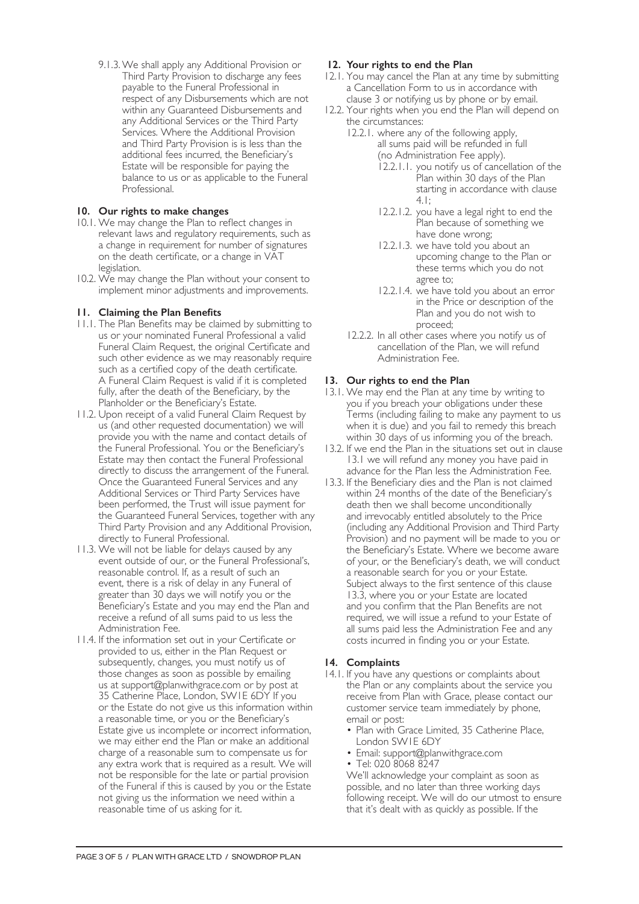9.1.3. We shall apply any Additional Provision or Third Party Provision to discharge any fees payable to the Funeral Professional in respect of any Disbursements which are not within any Guaranteed Disbursements and any Additional Services or the Third Party Services. Where the Additional Provision and Third Party Provision is is less than the additional fees incurred, the Beneficiary's Estate will be responsible for paying the balance to us or as applicable to the Funeral Professional.

## 10. Our rights to make changes

10.1. We may change the Plan to reflect changes in relevant laws and regulatory requirements, such as a change in requirement for number of signatures on the death certificate, or a change in VAT legislation.

10.2. We may change the Plan without your consent to implement minor adjustments and improvements.

## 11. Claiming the Plan Benefits

11.1. The Plan Benefits may be claimed by submitting to us or your nominated Funeral Professional a valid Funeral Claim Request, the original Certificate and such other evidence as we may reasonably require such as a certified copy of the death certificate. A Funeral Claim Request is valid if it is completed fully, after the death of the Beneficiary, by the Planholder or the Beneficiary's Estate.

11.2. Upon receipt of a valid Funeral Claim Request by us (and other requested documentation) we will provide you with the name and contact details of the Funeral Professional. You or the Beneficiary's Estate may then contact the Funeral Professional directly to discuss the arrangement of the Funeral. Once the Guaranteed Funeral Services and any Additional Services or Third Party Services have been performed, the Trust will issue payment for the Guaranteed Funeral Services, together with any Third Party Provision and any Additional Provision, directly to Funeral Professional.

11.3. We will not be liable for delays caused by any event outside of our, or the Funeral Professional's, reasonable control. If, as a result of such an event, there is a risk of delay in any Funeral of greater than 30 days we will notify you or the Beneficiary's Estate and you may end the Plan and receive a refund of all sums paid to us less the Administration Fee.

11.4. If the information set out in your Certificate or provided to us, either in the Plan Request or subsequently, changes, you must notify us of those changes as soon as possible by emailing us at support@planwithgrace.com or by post at 35 Catherine Place, London, SW1E 6DY If you or the Estate do not give us this information within a reasonable time, or you or the Beneficiary's Estate give us incomplete or incorrect information, we may either end the Plan or make an additional charge of a reasonable sum to compensate us for any extra work that is required as a result. We will not be responsible for the late or partial provision of the Funeral if this is caused by you or the Estate not giving us the information we need within a reasonable time of us asking for it.

## 12. Your rights to end the Plan

12.1. You may cancel the Plan at any time by submitting a Cancellation Form to us in accordance with clause 3 or notifying us by phone or by email.

12.2. Your rights when you end the Plan will depend on the circumstances:

12.2.1. where any of the following apply, all sums paid will be refunded in full (no Administration Fee apply).

12.2.1.1. you notify us of cancellation of the Plan within 30 days of the Plan starting in accordance with clause 4.1;

12.2.1.2. you have a legal right to end the Plan because of something we have done wrong;

12.2.1.3. we have told you about an upcoming change to the Plan or these terms which you do not agree to;

12.2.1.4. we have told you about an error in the Price or description of the Plan and you do not wish to proceed;

12.2.2. In all other cases where you notify us of cancellation of the Plan, we will refund Administration Fee.

## 13. Our rights to end the Plan

13.1. We may end the Plan at any time by writing to you if you breach your obligations under these Terms (including failing to make any payment to us when it is due) and you fail to remedy this breach within 30 days of us informing you of the breach.

13.2. If we end the Plan in the situations set out in clause 13.1 we will refund any money you have paid in advance for the Plan less the Administration Fee.

13.3. If the Beneficiary dies and the Plan is not claimed within 24 months of the date of the Beneficiary's death then we shall become unconditionally and irrevocably entitled absolutely to the Price (including any Additional Provision and Third Party Provision) and no payment will be made to you or the Beneficiary's Estate. Where we become aware of your, or the Beneficiary's death, we will conduct a reasonable search for you or your Estate. Subject always to the first sentence of this clause 13.3, where you or your Estate are located and you confirm that the Plan Benefits are not required, we will issue a refund to your Estate of all sums paid less the Administration Fee and any costs incurred in finding you or your Estate.

## 14. Complaints

14.1. If you have any questions or complaints about the Plan or any complaints about the service you receive from Plan with Grace, please contact our customer service team immediately by phone, email or post:

- Plan with Grace Limited, 35 Catherine Place, London SW1E 6DY
- Email: support@planwithgrace.com
- Tel: 020 8068 8247

We'll acknowledge your complaint as soon as possible, and no later than three working days following receipt. We will do our utmost to ensure that it's dealt with as quickly as possible. If the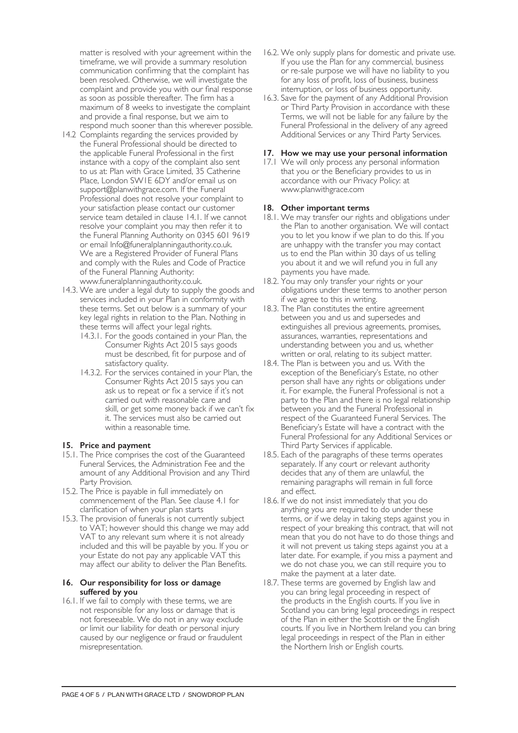matter is resolved with your agreement within the timeframe, we will provide a summary resolution communication confirming that the complaint has been resolved. Otherwise, we will investigate the complaint and provide you with our final response as soon as possible thereafter. The firm has a maximum of 8 weeks to investigate the complaint and provide a final response, but we aim to respond much sooner than this wherever possible.

14.2 Complaints regarding the services provided by the Funeral Professional should be directed to the applicable Funeral Professional in the first instance with a copy of the complaint also sent to us at: Plan with Grace Limited, 35 Catherine Place, London SW1E 6DY and/or email us on support@planwithgrace.com. If the Funeral Professional does not resolve your complaint to your satisfaction please contact our customer service team detailed in clause 14.1. If we cannot resolve your complaint you may then refer it to the Funeral Planning Authority on 0345 601 9619 or email Info@funeralplanningauthority.co.uk. We are a Registered Provider of Funeral Plans and comply with the Rules and Code of Practice of the Funeral Planning Authority: www.funeralplanningauthority.co.uk.

14.3. We are under a legal duty to supply the goods and services included in your Plan in conformity with these terms. Set out below is a summary of your key legal rights in relation to the Plan. Nothing in these terms will affect your legal rights.

14.3.1. For the goods contained in your Plan, the Consumer Rights Act 2015 says goods must be described, fit for purpose and of satisfactory quality.

14.3.2. For the services contained in your Plan, the Consumer Rights Act 2015 says you can ask us to repeat or fix a service if it's not carried out with reasonable care and skill, or get some money back if we can't fix it. The services must also be carried out within a reasonable time.

## 15. Price and payment

15.1. The Price comprises the cost of the Guaranteed Funeral Services, the Administration Fee and the amount of any Additional Provision and any Third Party Provision.

15.2. The Price is payable in full immediately on commencement of the Plan. See clause 4.1 for clarification of when your plan starts

15.3. The provision of funerals is not currently subject to VAT; however should this change we may add VAT to any relevant sum where it is not already included and this will be payable by you. If you or your Estate do not pay any applicable VAT this may affect our ability to deliver the Plan Benefits.

## 16. Our responsibility for loss or damage suffered by you

16.1. If we fail to comply with these terms, we are not responsible for any loss or damage that is not foreseeable. We do not in any way exclude or limit our liability for death or personal injury caused by our negligence or fraud or fraudulent misrepresentation.

16.2. We only supply plans for domestic and private use. If you use the Plan for any commercial, business or re-sale purpose we will have no liability to you for any loss of profit, loss of business, business interruption, or loss of business opportunity.

16.3. Save for the payment of any Additional Provision or Third Party Provision in accordance with these Terms, we will not be liable for any failure by the Funeral Professional in the delivery of any agreed Additional Services or any Third Party Services.

## 17. How we may use your personal information

17.1 We will only process any personal information that you or the Beneficiary provides to us in accordance with our Privacy Policy: at www.planwithgrace.com

## 18. Other important terms

18.1. We may transfer our rights and obligations under the Plan to another organisation. We will contact you to let you know if we plan to do this. If you are unhappy with the transfer you may contact us to end the Plan within 30 days of us telling you about it and we will refund you in full any payments you have made.

18.2. You may only transfer your rights or your obligations under these terms to another person if we agree to this in writing.

18.3. The Plan constitutes the entire agreement between you and us and supersedes and extinguishes all previous agreements, promises, assurances, warranties, representations and understanding between you and us, whether written or oral, relating to its subject matter.

18.4. The Plan is between you and us. With the exception of the Beneficiary's Estate, no other person shall have any rights or obligations under it. For example, the Funeral Professional is not a party to the Plan and there is no legal relationship between you and the Funeral Professional in respect of the Guaranteed Funeral Services. The Beneficiary's Estate will have a contract with the Funeral Professional for any Additional Services or Third Party Services if applicable.

18.5. Each of the paragraphs of these terms operates separately. If any court or relevant authority decides that any of them are unlawful, the remaining paragraphs will remain in full force and effect.

18.6. If we do not insist immediately that you do anything you are required to do under these terms, or if we delay in taking steps against you in respect of your breaking this contract, that will not mean that you do not have to do those things and it will not prevent us taking steps against you at a later date. For example, if you miss a payment and we do not chase you, we can still require you to make the payment at a later date.

18.7. These terms are governed by English law and you can bring legal proceeding in respect of the products in the English courts. If you live in Scotland you can bring legal proceedings in respect of the Plan in either the Scottish or the English courts. If you live in Northern Ireland you can bring legal proceedings in respect of the Plan in either the Northern Irish or English courts.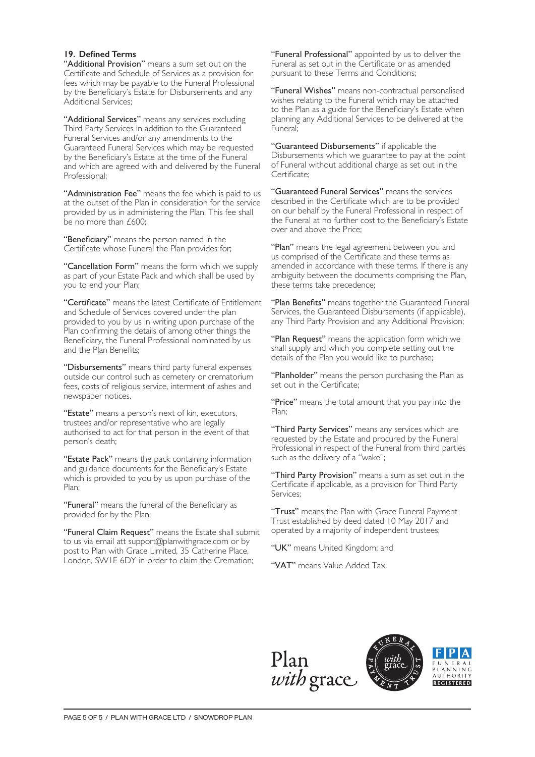## 19. Defined Terms

**"Additional Provision"** means a sum set out on the Certificate and Schedule of Services as a provision for fees which may be payable to the Funeral Professional by the Beneficiary's Estate for Disbursements and any Additional Services;

**"Additional Services"** means any services excluding Third Party Services in addition to the Guaranteed Funeral Services and/or any amendments to the Guaranteed Funeral Services which may be requested by the Beneficiary's Estate at the time of the Funeral and which are agreed with and delivered by the Funeral Professional;

**"Administration Fee"** means the fee which is paid to us at the outset of the Plan in consideration for the service provided by us in administering the Plan. This fee shall be no more than £600;

**"Beneficiary"** means the person named in the Certificate whose Funeral the Plan provides for;

**"Cancellation Form"** means the form which we supply as part of your Estate Pack and which shall be used by you to end your Plan;

**"Certificate"** means the latest Certificate of Entitlement and Schedule of Services covered under the plan provided to you by us in writing upon purchase of the Plan confirming the details of among other things the Beneficiary, the Funeral Professional nominated by us and the Plan Benefits;

**"Disbursements"** means third party funeral expenses outside our control such as cemetery or crematorium fees, costs of religious service, interment of ashes and newspaper notices.

**"Estate"** means a person's next of kin, executors, trustees and/or representative who are legally authorised to act for that person in the event of that person's death;

**"Estate Pack"** means the pack containing information and guidance documents for the Beneficiary's Estate which is provided to you by us upon purchase of the Plan;

**"Funeral"** means the funeral of the Beneficiary as provided for by the Plan;

**"Funeral Claim Request"** means the Estate shall submit to us via email att support@planwithgrace.com or by post to Plan with Grace Limited, 35 Catherine Place, London, SW1E 6DY in order to claim the Cremation;

**"Funeral Professional"** appointed by us to deliver the Funeral as set out in the Certificate or as amended pursuant to these Terms and Conditions;

**"Funeral Wishes"** means non-contractual personalised wishes relating to the Funeral which may be attached to the Plan as a guide for the Beneficiary's Estate when planning any Additional Services to be delivered at the Funeral;

**"Guaranteed Disbursements"** if applicable the Disbursements which we guarantee to pay at the point of Funeral without additional charge as set out in the Certificate;

**"Guaranteed Funeral Services"** means the services described in the Certificate which are to be provided on our behalf by the Funeral Professional in respect of the Funeral at no further cost to the Beneficiary's Estate over and above the Price;

**"Plan"** means the legal agreement between you and us comprised of the Certificate and these terms as amended in accordance with these terms. If there is any ambiguity between the documents comprising the Plan, these terms take precedence;

**"Plan Benefits"** means together the Guaranteed Funeral Services, the Guaranteed Disbursements (if applicable), any Third Party Provision and any Additional Provision;

**"Plan Request"** means the application form which we shall supply and which you complete setting out the details of the Plan you would like to purchase;

**"Planholder"** means the person purchasing the Plan as set out in the Certificate;

**"Price"** means the total amount that you pay into the Plan;

**"Third Party Services"** means any services which are requested by the Estate and procured by the Funeral Professional in respect of the Funeral from third parties such as the delivery of a "wake";

**"Third Party Provision"** means a sum as set out in the Certificate if applicable, as a provision for Third Party Services;

**"Trust"** means the Plan with Grace Funeral Payment Trust established by deed dated 10 May 2017 and operated by a majority of independent trustees;

**"UK"** means United Kingdom; and

**"VAT"** means Value Added Tax.